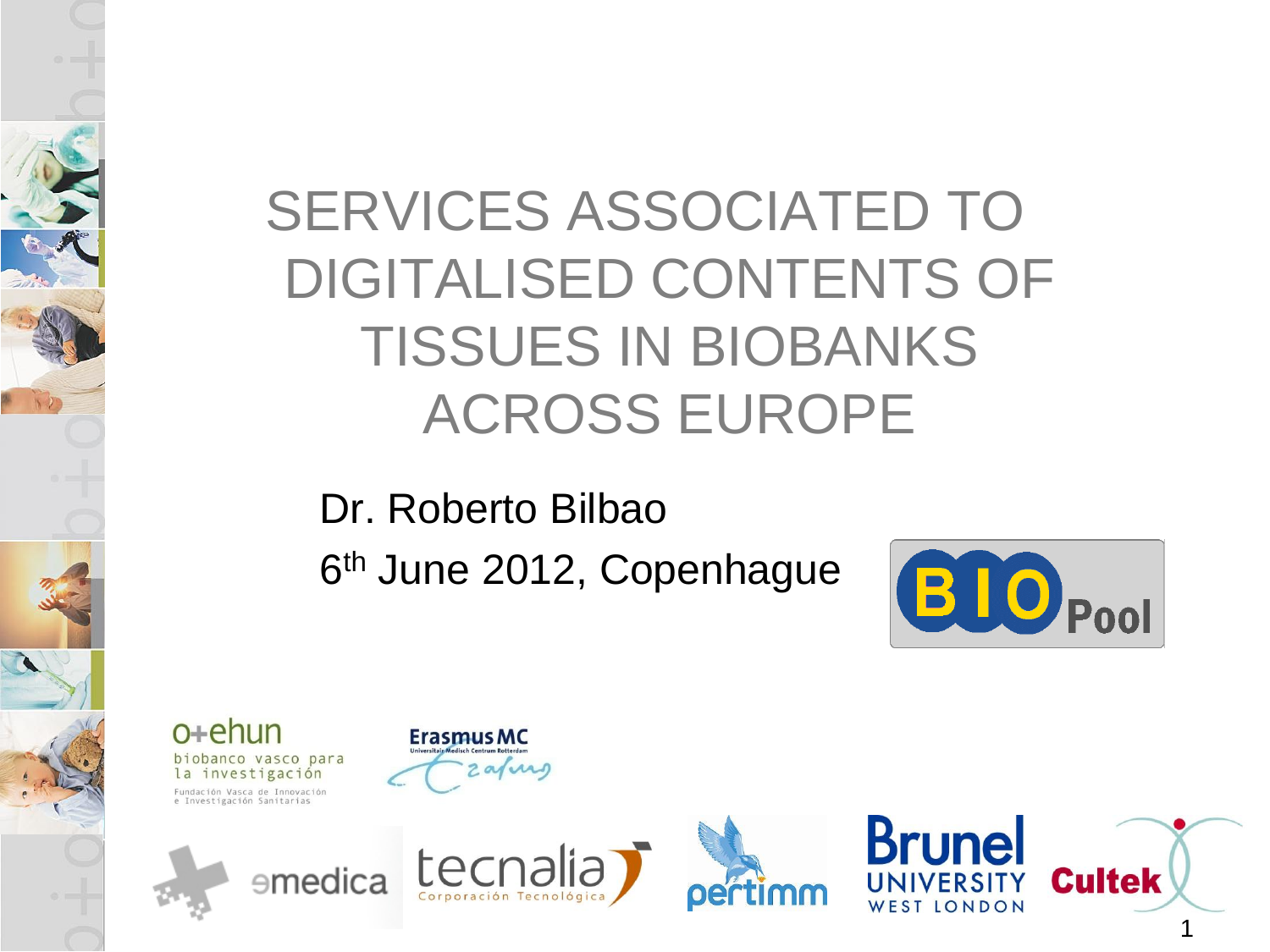# SERVICES ASSOCIATED TO DIGITALISED CONTENTS OF TISSUES IN BIOBANKS ACROSS EUROPE

Dr. Roberto Bilbao

6th June 2012, Copenhague

BIO Pool

o+ehun
biobanco vasco para la investigación
Fundación Vasca de Innovación e Investigación Sanitarias

Erasmus MC
Universitair Medisch Centrum Rotterdam

emedica

tecnalia
Corporación Tecnológica

pertimm

Brunel UNIVERSITY WEST LONDON

Cultek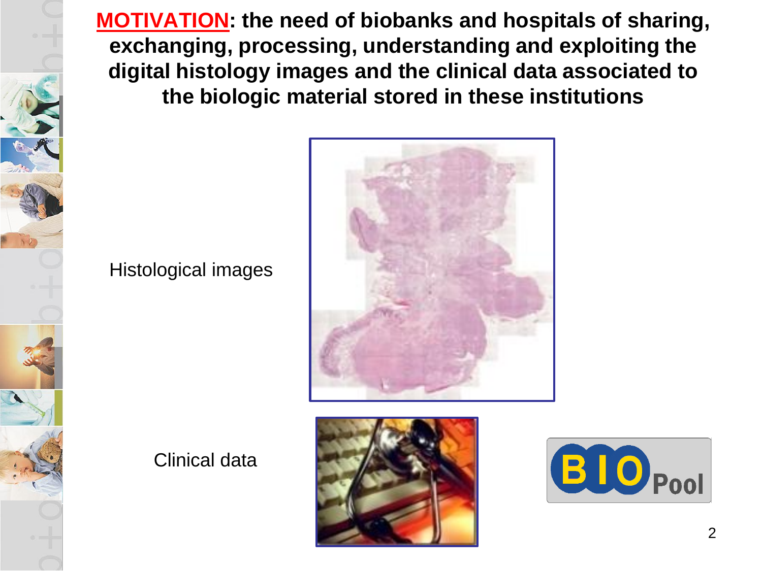**MOTIVATION**: **the need of biobanks and hospitals of sharing, exchanging, processing, understanding and exploiting the digital histology images and the clinical data associated to the biologic material stored in these institutions**

Histological images

Clinical data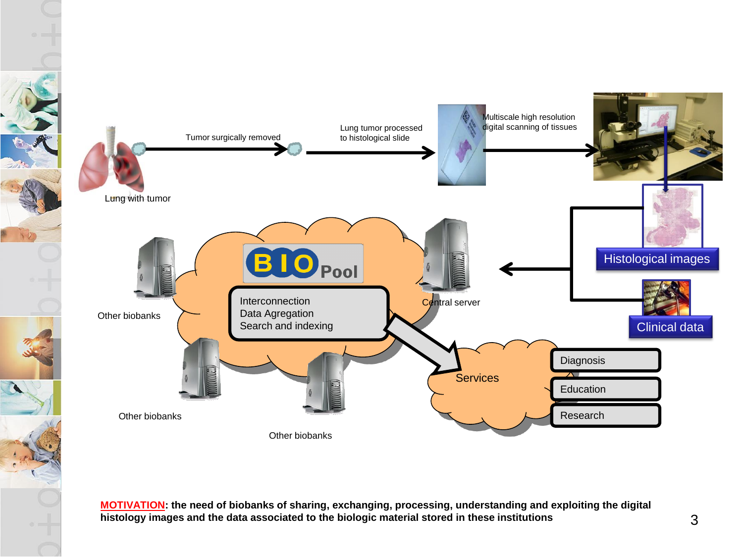Lung with tumor

Tumor surgically removed

Lung tumor processed to histological slide

Multiscale high resolution digital scanning of tissues

Histological images

Clinical data

BIO Pool

Interconnection
Data Agregation
Search and indexing

Central server

Other biobanks

Other biobanks

Other biobanks

Services

- Diagnosis
- Education
- Research

**MOTIVATION: the need of biobanks of sharing, exchanging, processing, understanding and exploiting the digital histology images and the data associated to the biologic material stored in these institutions**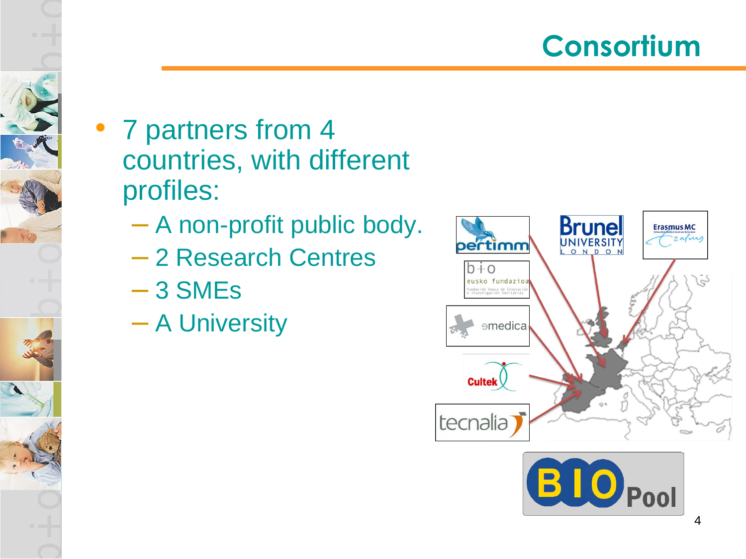# Consortium

- 7 partners from 4 countries, with different profiles:
  - A non-profit public body.
  - 2 Research Centres
  - 3 SMEs
  - A University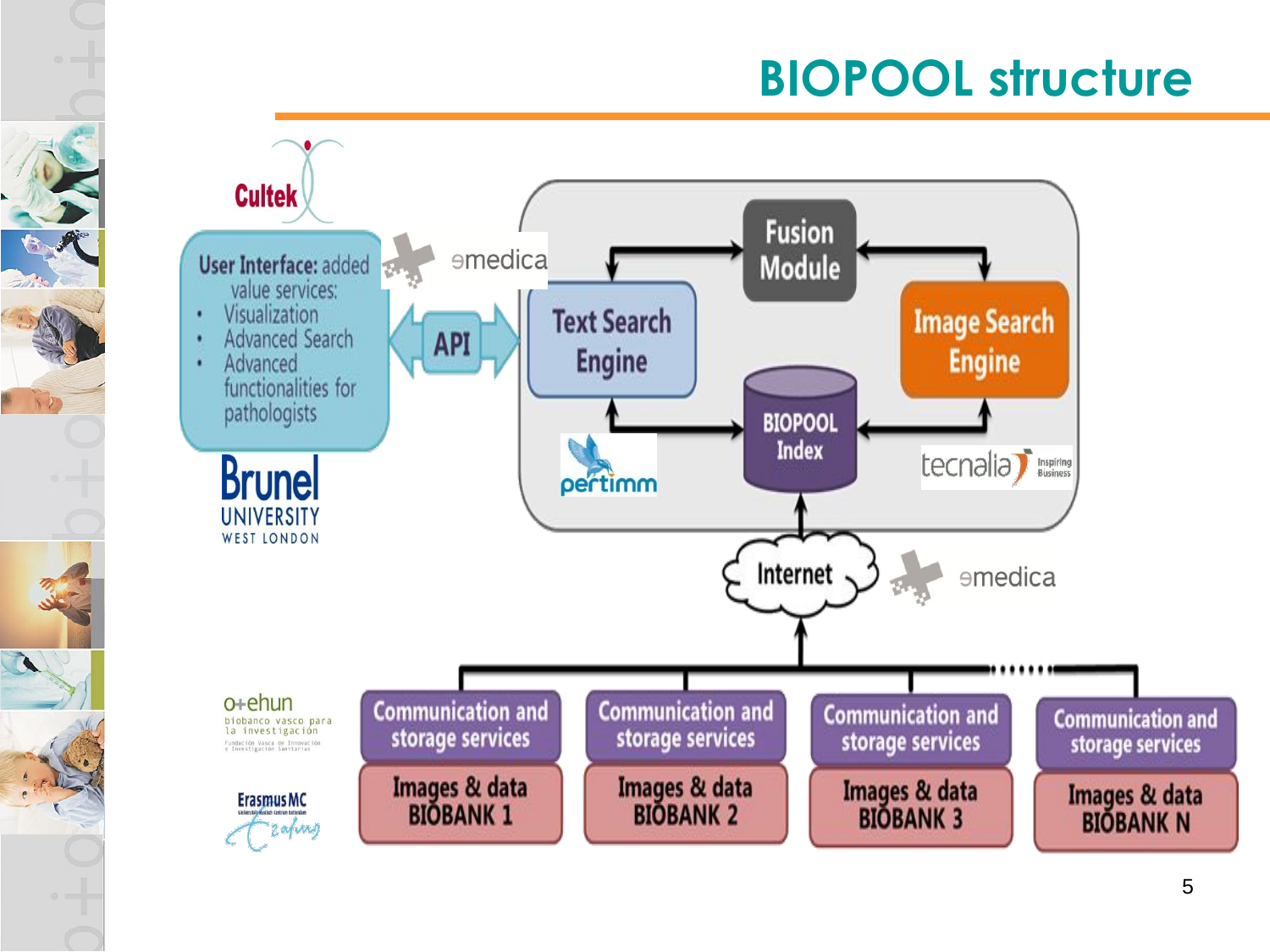# BIOPOOL structure

Cultek

**User Interface:** added value services:

- Visualization
- Advanced Search
- Advanced functionalities for pathologists

Brunel UNIVERSITY WEST LONDON

emedica

API

Text Search Engine

Fusion Module

Image Search Engine

BIOPOOL Index

pertimm

tecnalia Inspiring Business

Internet

emedica

o+ehun biobanco vasco para la investigación

Erasmus MC

| Communication and storage services | Communication and storage services | Communication and storage services | Communication and storage services |
|---|---|---|---|
| Images & data BIOBANK 1 | Images & data BIOBANK 2 | Images & data BIOBANK 3 | Images & data BIOBANK N |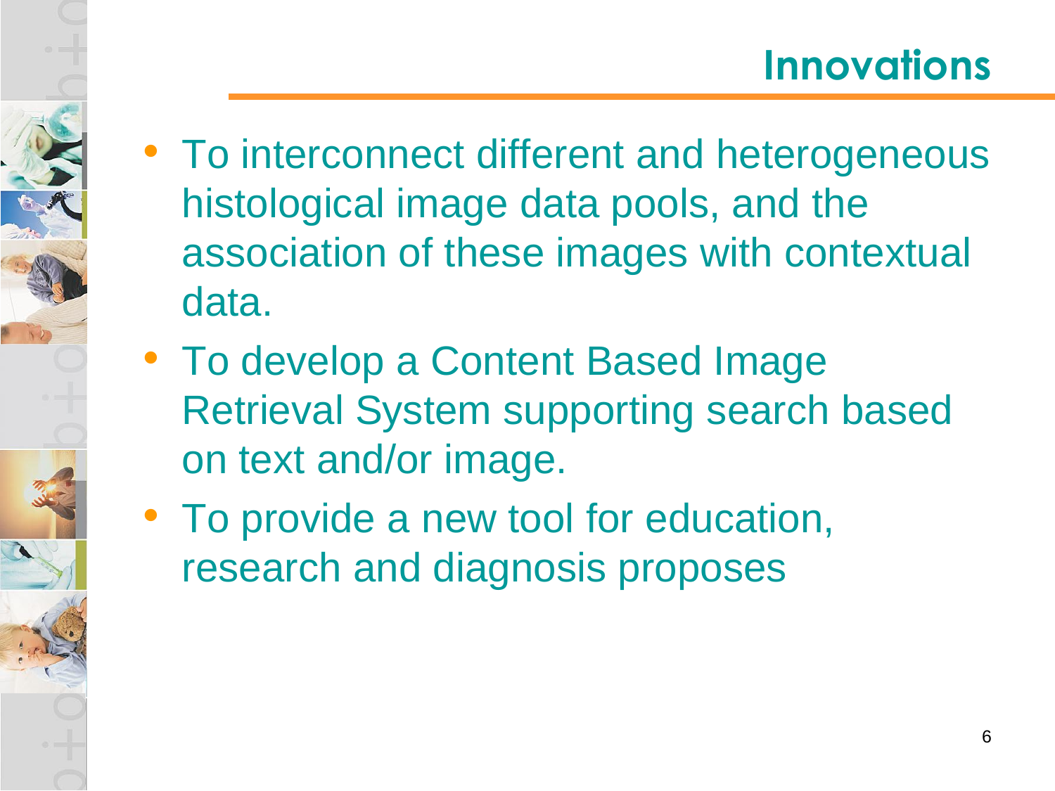# Innovations

- To interconnect different and heterogeneous histological image data pools, and the association of these images with contextual data.
- To develop a Content Based Image Retrieval System supporting search based on text and/or image.
- To provide a new tool for education, research and diagnosis proposes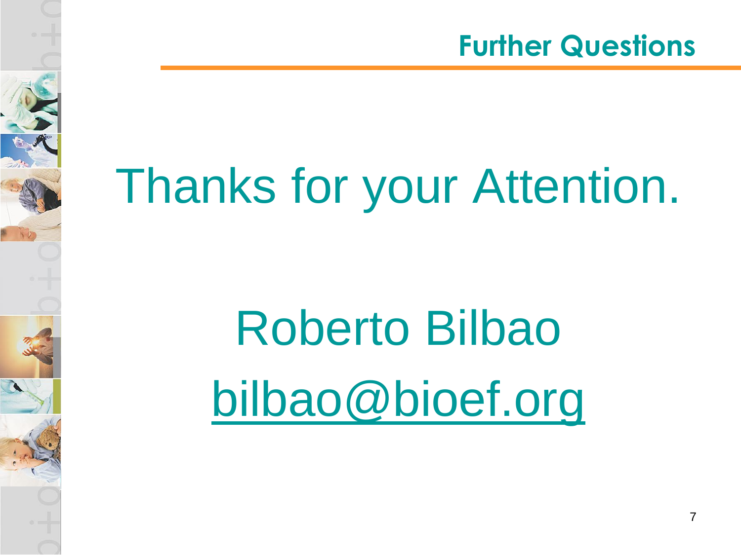## Further Questions

# Thanks for your Attention.

Roberto Bilbao

bilbao@bioef.org